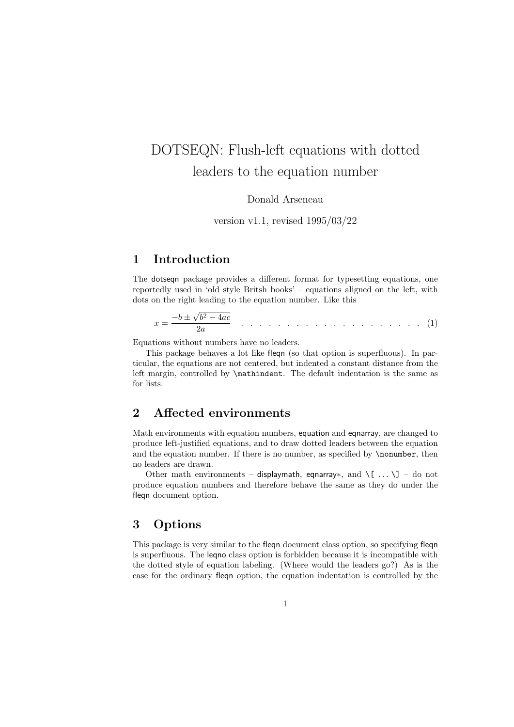# DOTSEQN: Flush-left equations with dotted leaders to the equation number

Donald Arseneau

version v1.1, revised 1995/03/22

## 1 Introduction

The dotseqn package provides a different format for typesetting equations, one reportedly used in 'old style Britsh books' – equations aligned on the left, with dots on the right leading to the equation number. Like this

$$x = \frac{-b \pm \sqrt{b^2 - 4ac}}{2a} \quad . \ . \ . \ . \ . \ . \ . \ . \ . \ . \ . \ . \ . \ . \ . \ . \ . \ . \ . \ . \ . \ . \qquad (1)$$

Equations without numbers have no leaders.

This package behaves a lot like fleqn (so that option is superfluous). In particular, the equations are not centered, but indented a constant distance from the left margin, controlled by `\mathindent`. The default indentation is the same as for lists.

## 2 Affected environments

Math environments with equation numbers, equation and eqnarray, are changed to produce left-justified equations, and to draw dotted leaders between the equation and the equation number. If there is no number, as specified by `\nonumber`, then no leaders are drawn.

Other math environments – displaymath, eqnarray∗, and `\[ ... \]` – do not produce equation numbers and therefore behave the same as they do under the fleqn document option.

## 3 Options

This package is very similar to the fleqn document class option, so specifying fleqn is superfluous. The leqno class option is forbidden because it is incompatible with the dotted style of equation labeling. (Where would the leaders go?) As is the case for the ordinary fleqn option, the equation indentation is controlled by the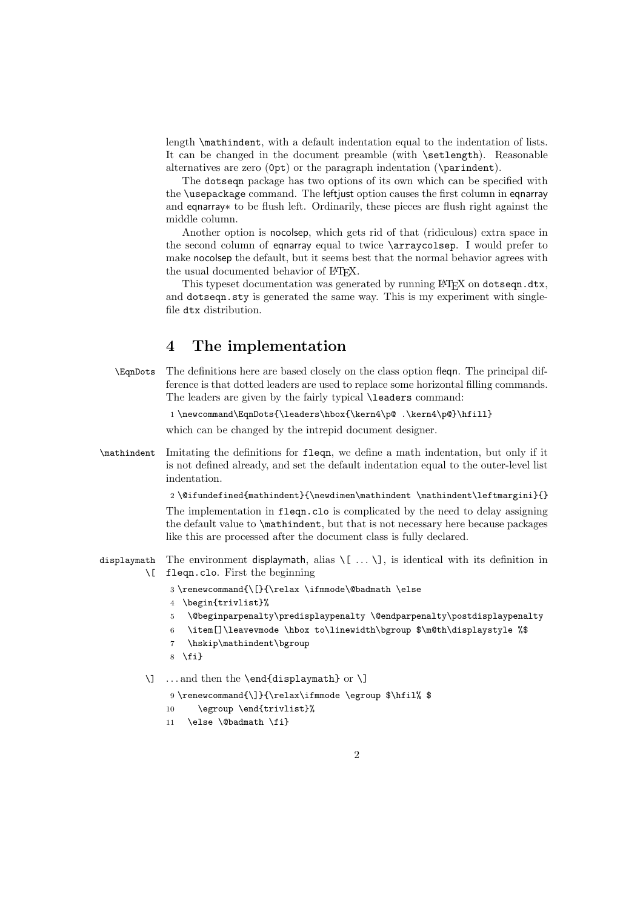length \mathindent, with a default indentation equal to the indentation of lists. It can be changed in the document preamble (with \setlength). Reasonable alternatives are zero (0pt) or the paragraph indentation (\parindent).

The dotseqn package has two options of its own which can be specified with the \usepackage command. The leftjust option causes the first column in eqnarray and eqnarray* to be flush left. Ordinarily, these pieces are flush right against the middle column.

Another option is nocolsep, which gets rid of that (ridiculous) extra space in the second column of eqnarray equal to twice \arraycolsep. I would prefer to make nocolsep the default, but it seems best that the normal behavior agrees with the usual documented behavior of LaTeX.

This typeset documentation was generated by running LaTeX on dotseqn.dtx, and dotseqn.sty is generated the same way. This is my experiment with single-file dtx distribution.

## 4 The implementation

\EqnDots The definitions here are based closely on the class option fleqn. The principal difference is that dotted leaders are used to replace some horizontal filling commands. The leaders are given by the fairly typical \leaders command:

```
1 \newcommand\EqnDots{\leaders\hbox{\kern4\p@ .\kern4\p@}\hfill}
```

which can be changed by the intrepid document designer.

\mathindent Imitating the definitions for fleqn, we define a math indentation, but only if it is not defined already, and set the default indentation equal to the outer-level list indentation.

```
2 \@ifundefined{mathindent}{\newdimen\mathindent \mathindent\leftmargini}{}
```

The implementation in fleqn.clo is complicated by the need to delay assigning the default value to \mathindent, but that is not necessary here because packages like this are processed after the document class is fully declared.

displaymath \[ The environment displaymath, alias \[ ... \], is identical with its definition in fleqn.clo. First the beginning

```
3 \renewcommand{\[}{\relax \ifmmode\@badmath \else
4  \begin{trivlist}%
5   \@beginparpenalty\predisplaypenalty \@endparpenalty\postdisplaypenalty
6   \item[]\leavevmode \hbox to\linewidth\bgroup $\m@th\displaystyle %$
7   \hskip\mathindent\bgroup
8  \fi}
```

\] ... and then the \end{displaymath} or \]

```
9 \renewcommand{\]}{\relax\ifmmode \egroup $\hfil% $
10     \egroup \end{trivlist}%
11   \else \@badmath \fi}
```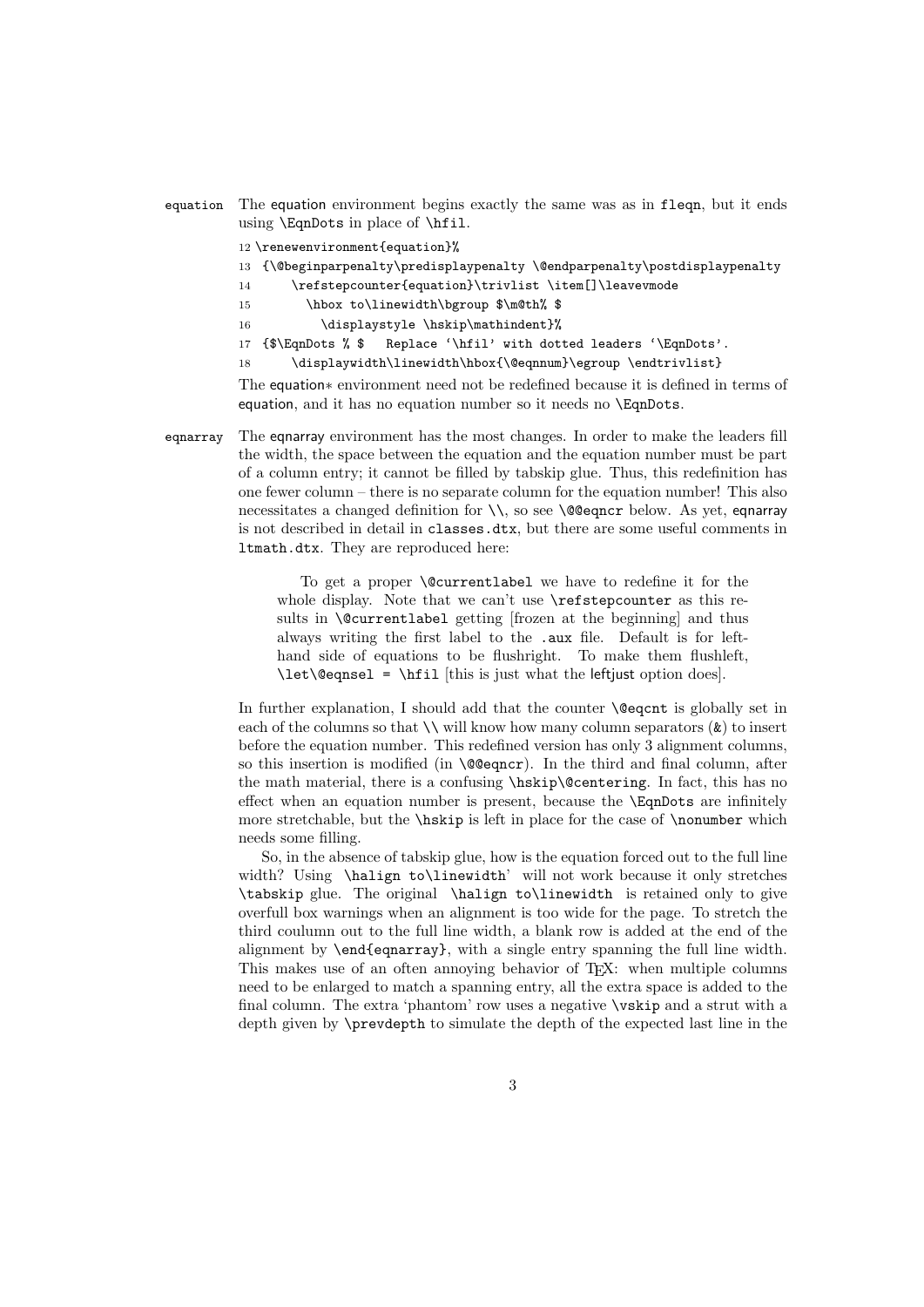equation The equation environment begins exactly the same was as in fleqn, but it ends using `\EqnDots` in place of `\hfil`.

```
12 \renewenvironment{equation}%
13 {\@beginparpenalty\predisplaypenalty \@endparpenalty\postdisplaypenalty
14     \refstepcounter{equation}\trivlist \item[]\leavevmode
15       \hbox to\linewidth\bgroup $\m@th% $
16         \displaystyle \hskip\mathindent}%
17 {$\EqnDots % $   Replace '\hfil' with dotted leaders '\EqnDots'.
18     \displaywidth\linewidth\hbox{\@eqnnum}\egroup \endtrivlist}
```

The equation∗ environment need not be redefined because it is defined in terms of equation, and it has no equation number so it needs no `\EqnDots`.

eqnarray The eqnarray environment has the most changes. In order to make the leaders fill the width, the space between the equation and the equation number must be part of a column entry; it cannot be filled by tabskip glue. Thus, this redefinition has one fewer column – there is no separate column for the equation number! This also necessitates a changed definition for `\\`, so see `\@@eqncr` below. As yet, eqnarray is not described in detail in `classes.dtx`, but there are some useful comments in `ltmath.dtx`. They are reproduced here:

> To get a proper `\@currentlabel` we have to redefine it for the whole display. Note that we can't use `\refstepcounter` as this results in `\@currentlabel` getting [frozen at the beginning] and thus always writing the first label to the `.aux` file. Default is for left-hand side of equations to be flushright. To make them flushleft, `\let\@eqnsel = \hfil` [this is just what the leftjust option does].

In further explanation, I should add that the counter `\@eqcnt` is globally set in each of the columns so that `\\` will know how many column separators (`&`) to insert before the equation number. This redefined version has only 3 alignment columns, so this insertion is modified (in `\@@eqncr`). In the third and final column, after the math material, there is a confusing `\hskip\@centering`. In fact, this has no effect when an equation number is present, because the `\EqnDots` are infinitely more stretchable, but the `\hskip` is left in place for the case of `\nonumber` which needs some filling.

So, in the absence of tabskip glue, how is the equation forced out to the full line width? Using '`\halign to\linewidth`' will not work because it only stretches `\tabskip` glue. The original '`\halign to\linewidth`' is retained only to give overfull box warnings when an alignment is too wide for the page. To stretch the third coulumn out to the full line width, a blank row is added at the end of the alignment by `\end{eqnarray}`, with a single entry spanning the full line width. This makes use of an often annoying behavior of TEX: when multiple columns need to be enlarged to match a spanning entry, all the extra space is added to the final column. The extra 'phantom' row uses a negative `\vskip` and a strut with a depth given by `\prevdepth` to simulate the depth of the expected last line in the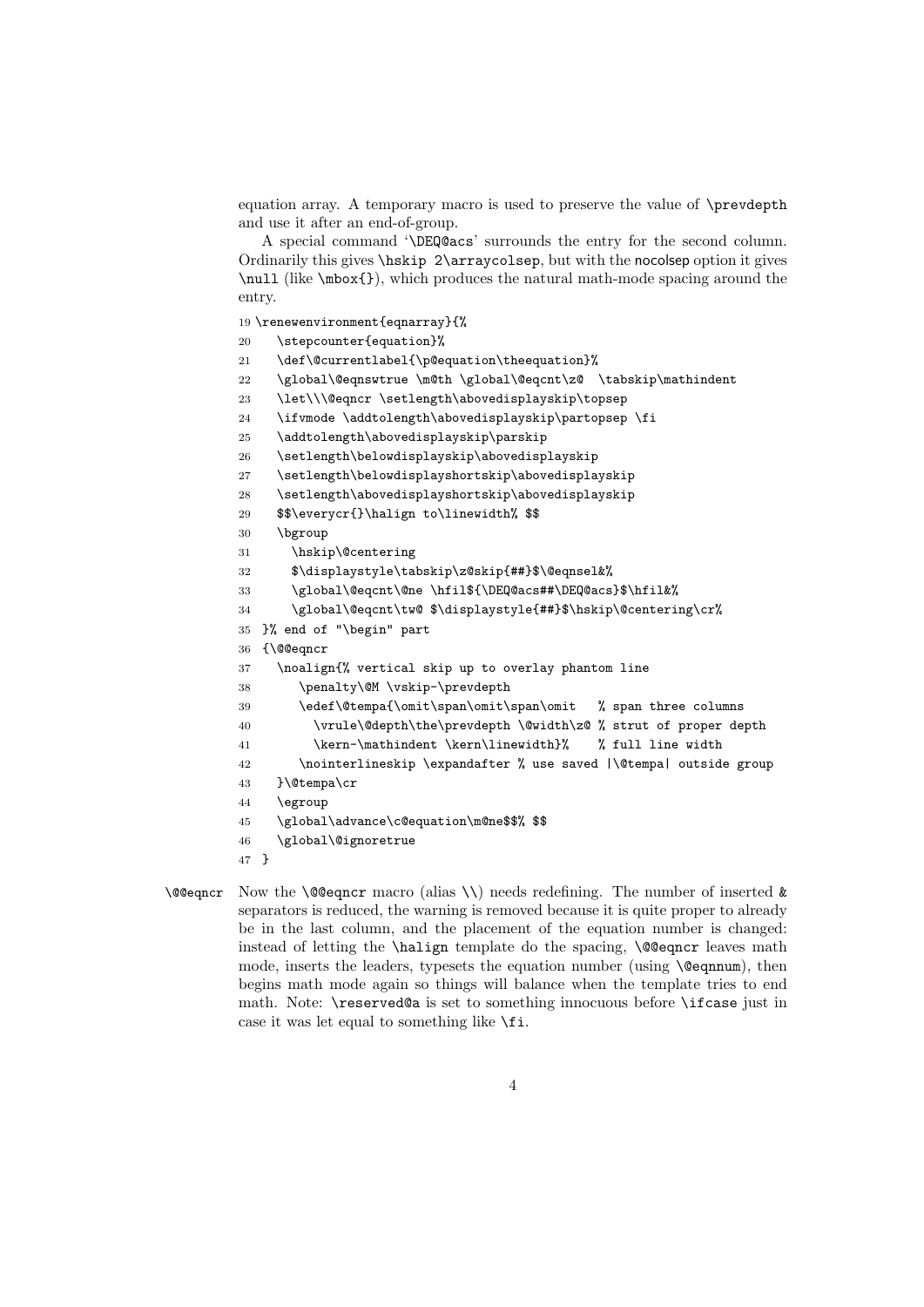equation array. A temporary macro is used to preserve the value of `\prevdepth` and use it after an end-of-group.

A special command '`\DEQ@acs`' surrounds the entry for the second column. Ordinarily this gives `\hskip 2\arraycolsep`, but with the nocolsep option it gives `\null` (like `\mbox{}`), which produces the natural math-mode spacing around the entry.

```
19 \renewenvironment{eqnarray}{%
20   \stepcounter{equation}%
21   \def\@currentlabel{\p@equation\theequation}%
22   \global\@eqnswtrue \m@th \global\@eqcnt\z@  \tabskip\mathindent
23   \let\\\@eqncr \setlength\abovedisplayskip\topsep
24   \ifvmode \addtolength\abovedisplayskip\partopsep \fi
25   \addtolength\abovedisplayskip\parskip
26   \setlength\belowdisplayskip\abovedisplayskip
27   \setlength\belowdisplayshortskip\abovedisplayskip
28   \setlength\abovedisplayshortskip\abovedisplayskip
29   $$\everycr{}\halign to\linewidth% $$
30   \bgroup
31     \hskip\@centering
32     $\displaystyle\tabskip\z@skip{##}$\@eqnsel&%
33     \global\@eqcnt\@ne \hfil${\DEQ@acs##\DEQ@acs}$\hfil&%
34     \global\@eqcnt\tw@ $\displaystyle{##}$\hskip\@centering\cr%
35 }% end of "\begin" part
36 {\@@eqncr
37   \noalign{% vertical skip up to overlay phantom line
38      \penalty\@M \vskip-\prevdepth
39      \edef\@tempa{\omit\span\omit\span\omit   % span three columns
40        \vrule\@depth\the\prevdepth \@width\z@ % strut of proper depth
41        \kern-\mathindent \kern\linewidth}%    % full line width
42      \nointerlineskip \expandafter % use saved |\@tempa| outside group
43   }\@tempa\cr
44   \egroup
45   \global\advance\c@equation\m@ne$$% $$
46   \global\@ignoretrue
47 }
```

`\@@eqncr` Now the `\@@eqncr` macro (alias `\\`) needs redefining. The number of inserted `&` separators is reduced, the warning is removed because it is quite proper to already be in the last column, and the placement of the equation number is changed: instead of letting the `\halign` template do the spacing, `\@@eqncr` leaves math mode, inserts the leaders, typesets the equation number (using `\@eqnnum`), then begins math mode again so things will balance when the template tries to end math. Note: `\reserved@a` is set to something innocuous before `\ifcase` just in case it was let equal to something like `\fi`.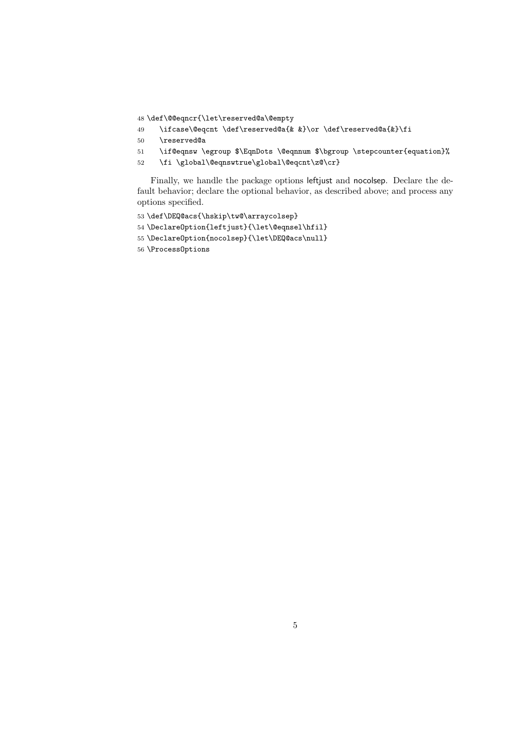```
48 \def\@@eqncr{\let\reserved@a\@empty
49     \ifcase\@eqcnt \def\reserved@a{& &}\or \def\reserved@a{&}\fi
50     \reserved@a
51     \if@eqnsw \egroup $\EqnDots \@eqnnum $\bgroup \stepcounter{equation}%
52     \fi \global\@eqnswtrue\global\@eqcnt\z@\cr}
```

Finally, we handle the package options leftjust and nocolsep. Declare the default behavior; declare the optional behavior, as described above; and process any options specified.

```
53 \def\DEQ@acs{\hskip\tw@\arraycolsep}
54 \DeclareOption{leftjust}{\let\@eqnsel\hfil}
55 \DeclareOption{nocolsep}{\let\DEQ@acs\null}
56 \ProcessOptions
```